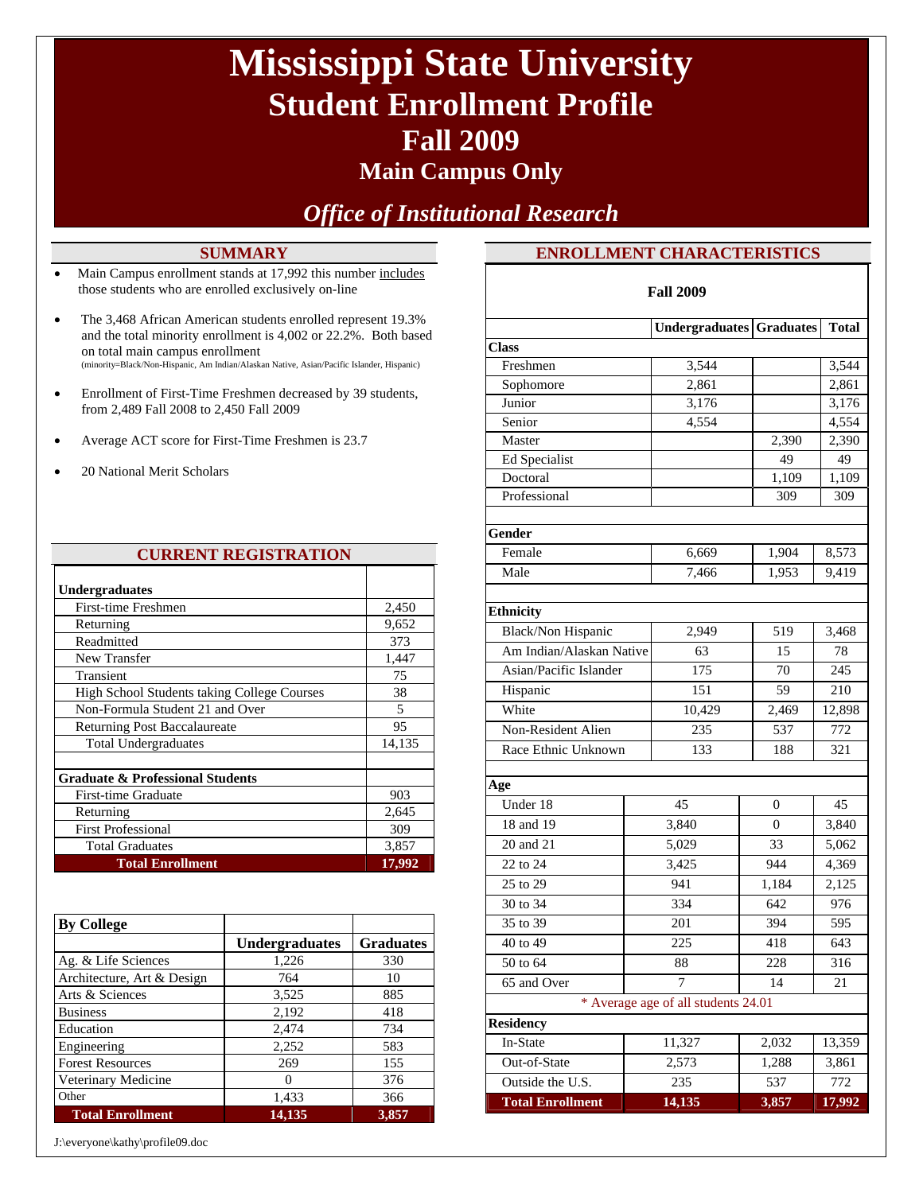# Mississippi State University
## Student Enrollment Profile
## Fall 2009
### Main Campus Only

*Office of Institutional Research*

## SUMMARY

- Main Campus enrollment stands at 17,992 this number includes those students who are enrolled exclusively on-line
- The 3,468 African American students enrolled represent 19.3% and the total minority enrollment is 4,002 or 22.2%. Both based on total main campus enrollment
  (minority=Black/Non-Hispanic, Am Indian/Alaskan Native, Asian/Pacific Islander, Hispanic)
- Enrollment of First-Time Freshmen decreased by 39 students, from 2,489 Fall 2008 to 2,450 Fall 2009
- Average ACT score for First-Time Freshmen is 23.7
- 20 National Merit Scholars

## CURRENT REGISTRATION

| | |
|---|---|
| **Undergraduates** | |
| First-time Freshmen | 2,450 |
| Returning | 9,652 |
| Readmitted | 373 |
| New Transfer | 1,447 |
| Transient | 75 |
| High School Students taking College Courses | 38 |
| Non-Formula Student 21 and Over | 5 |
| Returning Post Baccalaureate | 95 |
| Total Undergraduates | 14,135 |
| | |
| **Graduate & Professional Students** | |
| First-time Graduate | 903 |
| Returning | 2,645 |
| First Professional | 309 |
| Total Graduates | 3,857 |
| **Total Enrollment** | **17,992** |

| By College | Undergraduates | Graduates |
|---|---|---|
| Ag. & Life Sciences | 1,226 | 330 |
| Architecture, Art & Design | 764 | 10 |
| Arts & Sciences | 3,525 | 885 |
| Business | 2,192 | 418 |
| Education | 2,474 | 734 |
| Engineering | 2,252 | 583 |
| Forest Resources | 269 | 155 |
| Veterinary Medicine | 0 | 376 |
| Other | 1,433 | 366 |
| **Total Enrollment** | **14,135** | **3,857** |

## ENROLLMENT CHARACTERISTICS

**Fall 2009**

| | Undergraduates | Graduates | Total |
|---|---|---|---|
| **Class** | | | |
| Freshmen | 3,544 | | 3,544 |
| Sophomore | 2,861 | | 2,861 |
| Junior | 3,176 | | 3,176 |
| Senior | 4,554 | | 4,554 |
| Master | | 2,390 | 2,390 |
| Ed Specialist | | 49 | 49 |
| Doctoral | | 1,109 | 1,109 |
| Professional | | 309 | 309 |
| **Gender** | | | |
| Female | 6,669 | 1,904 | 8,573 |
| Male | 7,466 | 1,953 | 9,419 |
| **Ethnicity** | | | |
| Black/Non Hispanic | 2,949 | 519 | 3,468 |
| Am Indian/Alaskan Native | 63 | 15 | 78 |
| Asian/Pacific Islander | 175 | 70 | 245 |
| Hispanic | 151 | 59 | 210 |
| White | 10,429 | 2,469 | 12,898 |
| Non-Resident Alien | 235 | 537 | 772 |
| Race Ethnic Unknown | 133 | 188 | 321 |
| **Age** | | | |
| Under 18 | 45 | 0 | 45 |
| 18 and 19 | 3,840 | 0 | 3,840 |
| 20 and 21 | 5,029 | 33 | 5,062 |
| 22 to 24 | 3,425 | 944 | 4,369 |
| 25 to 29 | 941 | 1,184 | 2,125 |
| 30 to 34 | 334 | 642 | 976 |
| 35 to 39 | 201 | 394 | 595 |
| 40 to 49 | 225 | 418 | 643 |
| 50 to 64 | 88 | 228 | 316 |
| 65 and Over | 7 | 14 | 21 |
| * Average age of all students 24.01 | | | |
| **Residency** | | | |
| In-State | 11,327 | 2,032 | 13,359 |
| Out-of-State | 2,573 | 1,288 | 3,861 |
| Outside the U.S. | 235 | 537 | 772 |
| **Total Enrollment** | **14,135** | **3,857** | **17,992** |

J:\everyone\kathy\profile09.doc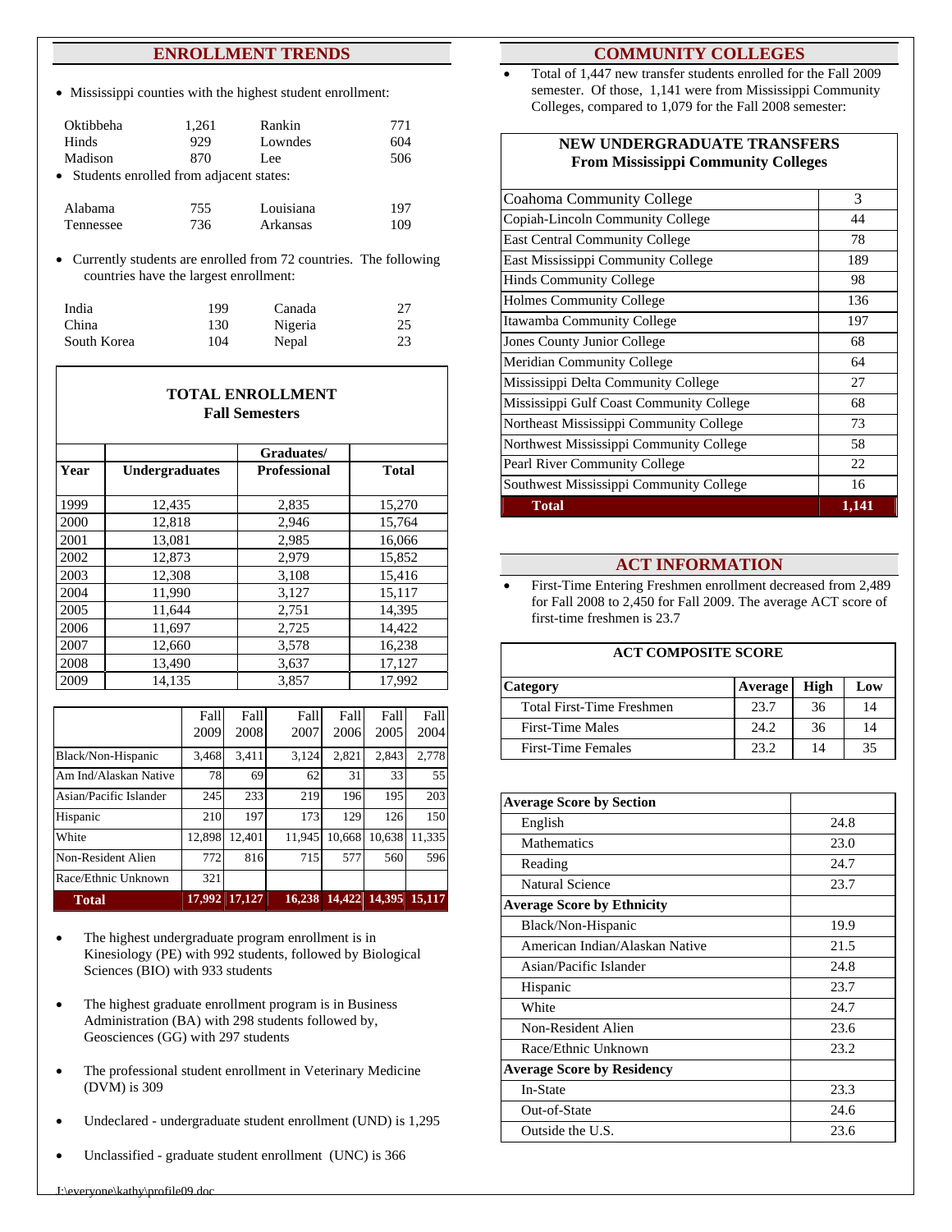## ENROLLMENT TRENDS

- Mississippi counties with the highest student enrollment:

| | | | |
|---|---|---|---|
| Oktibbeha | 1,261 | Rankin | 771 |
| Hinds | 929 | Lowndes | 604 |
| Madison | 870 | Lee | 506 |

- Students enrolled from adjacent states:

| | | | |
|---|---|---|---|
| Alabama | 755 | Louisiana | 197 |
| Tennessee | 736 | Arkansas | 109 |

- Currently students are enrolled from 72 countries. The following countries have the largest enrollment:

| | | | |
|---|---|---|---|
| India | 199 | Canada | 27 |
| China | 130 | Nigeria | 25 |
| South Korea | 104 | Nepal | 23 |

**TOTAL ENROLLMENT**
**Fall Semesters**

| Year | Undergraduates | Graduates/ Professional | Total |
|---|---|---|---|
| 1999 | 12,435 | 2,835 | 15,270 |
| 2000 | 12,818 | 2,946 | 15,764 |
| 2001 | 13,081 | 2,985 | 16,066 |
| 2002 | 12,873 | 2,979 | 15,852 |
| 2003 | 12,308 | 3,108 | 15,416 |
| 2004 | 11,990 | 3,127 | 15,117 |
| 2005 | 11,644 | 2,751 | 14,395 |
| 2006 | 11,697 | 2,725 | 14,422 |
| 2007 | 12,660 | 3,578 | 16,238 |
| 2008 | 13,490 | 3,637 | 17,127 |
| 2009 | 14,135 | 3,857 | 17,992 |

| | Fall 2009 | Fall 2008 | Fall 2007 | Fall 2006 | Fall 2005 | Fall 2004 |
|---|---|---|---|---|---|---|
| Black/Non-Hispanic | 3,468 | 3,411 | 3,124 | 2,821 | 2,843 | 2,778 |
| Am Ind/Alaskan Native | 78 | 69 | 62 | 31 | 33 | 55 |
| Asian/Pacific Islander | 245 | 233 | 219 | 196 | 195 | 203 |
| Hispanic | 210 | 197 | 173 | 129 | 126 | 150 |
| White | 12,898 | 12,401 | 11,945 | 10,668 | 10,638 | 11,335 |
| Non-Resident Alien | 772 | 816 | 715 | 577 | 560 | 596 |
| Race/Ethnic Unknown | 321 | | | | | |
| **Total** | **17,992** | **17,127** | **16,238** | **14,422** | **14,395** | **15,117** |

- The highest undergraduate program enrollment is in Kinesiology (PE) with 992 students, followed by Biological Sciences (BIO) with 933 students
- The highest graduate enrollment program is in Business Administration (BA) with 298 students followed by, Geosciences (GG) with 297 students
- The professional student enrollment in Veterinary Medicine (DVM) is 309
- Undeclared - undergraduate student enrollment (UND) is 1,295
- Unclassified - graduate student enrollment (UNC) is 366

## COMMUNITY COLLEGES

- Total of 1,447 new transfer students enrolled for the Fall 2009 semester. Of those, 1,141 were from Mississippi Community Colleges, compared to 1,079 for the Fall 2008 semester:

**NEW UNDERGRADUATE TRANSFERS**
**From Mississippi Community Colleges**

| College | |
|---|---|
| Coahoma Community College | 3 |
| Copiah-Lincoln Community College | 44 |
| East Central Community College | 78 |
| East Mississippi Community College | 189 |
| Hinds Community College | 98 |
| Holmes Community College | 136 |
| Itawamba Community College | 197 |
| Jones County Junior College | 68 |
| Meridian Community College | 64 |
| Mississippi Delta Community College | 27 |
| Mississippi Gulf Coast Community College | 68 |
| Northeast Mississippi Community College | 73 |
| Northwest Mississippi Community College | 58 |
| Pearl River Community College | 22 |
| Southwest Mississippi Community College | 16 |
| **Total** | **1,141** |

## ACT INFORMATION

- First-Time Entering Freshmen enrollment decreased from 2,489 for Fall 2008 to 2,450 for Fall 2009. The average ACT score of first-time freshmen is 23.7

**ACT COMPOSITE SCORE**

| Category | Average | High | Low |
|---|---|---|---|
| Total First-Time Freshmen | 23.7 | 36 | 14 |
| First-Time Males | 24.2 | 36 | 14 |
| First-Time Females | 23.2 | 14 | 35 |

| | |
|---|---|
| **Average Score by Section** | |
| English | 24.8 |
| Mathematics | 23.0 |
| Reading | 24.7 |
| Natural Science | 23.7 |
| **Average Score by Ethnicity** | |
| Black/Non-Hispanic | 19.9 |
| American Indian/Alaskan Native | 21.5 |
| Asian/Pacific Islander | 24.8 |
| Hispanic | 23.7 |
| White | 24.7 |
| Non-Resident Alien | 23.6 |
| Race/Ethnic Unknown | 23.2 |
| **Average Score by Residency** | |
| In-State | 23.3 |
| Out-of-State | 24.6 |
| Outside the U.S. | 23.6 |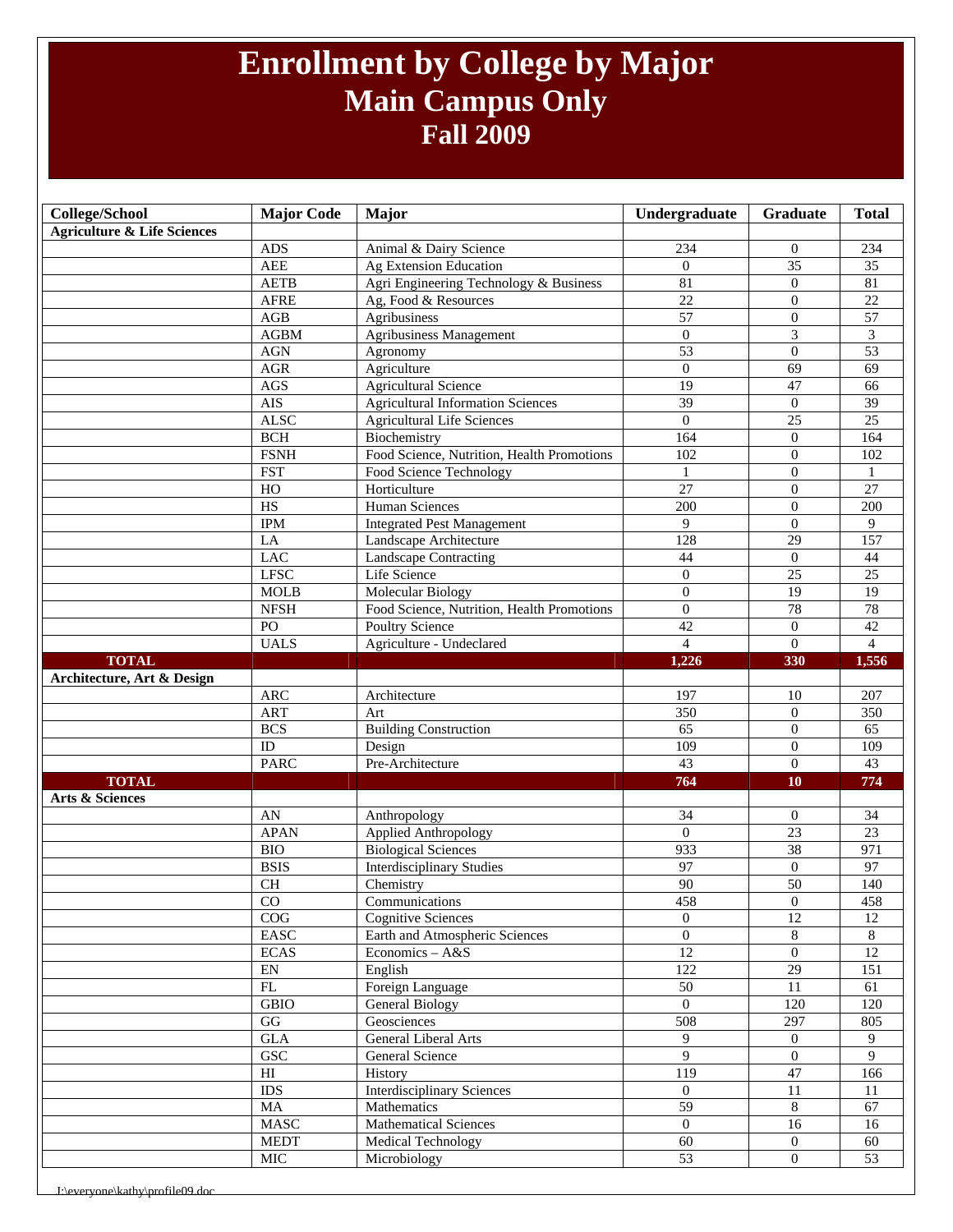# Enrollment by College by Major

## Main Campus Only

### Fall 2009

| College/School | Major Code | Major | Undergraduate | Graduate | Total |
|---|---|---|---|---|---|
| **Agriculture & Life Sciences** | | | | | |
| | ADS | Animal & Dairy Science | 234 | 0 | 234 |
| | AEE | Ag Extension Education | 0 | 35 | 35 |
| | AETB | Agri Engineering Technology & Business | 81 | 0 | 81 |
| | AFRE | Ag, Food & Resources | 22 | 0 | 22 |
| | AGB | Agribusiness | 57 | 0 | 57 |
| | AGBM | Agribusiness Management | 0 | 3 | 3 |
| | AGN | Agronomy | 53 | 0 | 53 |
| | AGR | Agriculture | 0 | 69 | 69 |
| | AGS | Agricultural Science | 19 | 47 | 66 |
| | AIS | Agricultural Information Sciences | 39 | 0 | 39 |
| | ALSC | Agricultural Life Sciences | 0 | 25 | 25 |
| | BCH | Biochemistry | 164 | 0 | 164 |
| | FSNH | Food Science, Nutrition, Health Promotions | 102 | 0 | 102 |
| | FST | Food Science Technology | 1 | 0 | 1 |
| | HO | Horticulture | 27 | 0 | 27 |
| | HS | Human Sciences | 200 | 0 | 200 |
| | IPM | Integrated Pest Management | 9 | 0 | 9 |
| | LA | Landscape Architecture | 128 | 29 | 157 |
| | LAC | Landscape Contracting | 44 | 0 | 44 |
| | LFSC | Life Science | 0 | 25 | 25 |
| | MOLB | Molecular Biology | 0 | 19 | 19 |
| | NFSH | Food Science, Nutrition, Health Promotions | 0 | 78 | 78 |
| | PO | Poultry Science | 42 | 0 | 42 |
| | UALS | Agriculture - Undeclared | 4 | 0 | 4 |
| **TOTAL** | | | **1,226** | **330** | **1,556** |
| **Architecture, Art & Design** | | | | | |
| | ARC | Architecture | 197 | 10 | 207 |
| | ART | Art | 350 | 0 | 350 |
| | BCS | Building Construction | 65 | 0 | 65 |
| | ID | Design | 109 | 0 | 109 |
| | PARC | Pre-Architecture | 43 | 0 | 43 |
| **TOTAL** | | | **764** | **10** | **774** |
| **Arts & Sciences** | | | | | |
| | AN | Anthropology | 34 | 0 | 34 |
| | APAN | Applied Anthropology | 0 | 23 | 23 |
| | BIO | Biological Sciences | 933 | 38 | 971 |
| | BSIS | Interdisciplinary Studies | 97 | 0 | 97 |
| | CH | Chemistry | 90 | 50 | 140 |
| | CO | Communications | 458 | 0 | 458 |
| | COG | Cognitive Sciences | 0 | 12 | 12 |
| | EASC | Earth and Atmospheric Sciences | 0 | 8 | 8 |
| | ECAS | Economics – A&S | 12 | 0 | 12 |
| | EN | English | 122 | 29 | 151 |
| | FL | Foreign Language | 50 | 11 | 61 |
| | GBIO | General Biology | 0 | 120 | 120 |
| | GG | Geosciences | 508 | 297 | 805 |
| | GLA | General Liberal Arts | 9 | 0 | 9 |
| | GSC | General Science | 9 | 0 | 9 |
| | HI | History | 119 | 47 | 166 |
| | IDS | Interdisciplinary Sciences | 0 | 11 | 11 |
| | MA | Mathematics | 59 | 8 | 67 |
| | MASC | Mathematical Sciences | 0 | 16 | 16 |
| | MEDT | Medical Technology | 60 | 0 | 60 |
| | MIC | Microbiology | 53 | 0 | 53 |

I:\everyone\kathy\profile09.doc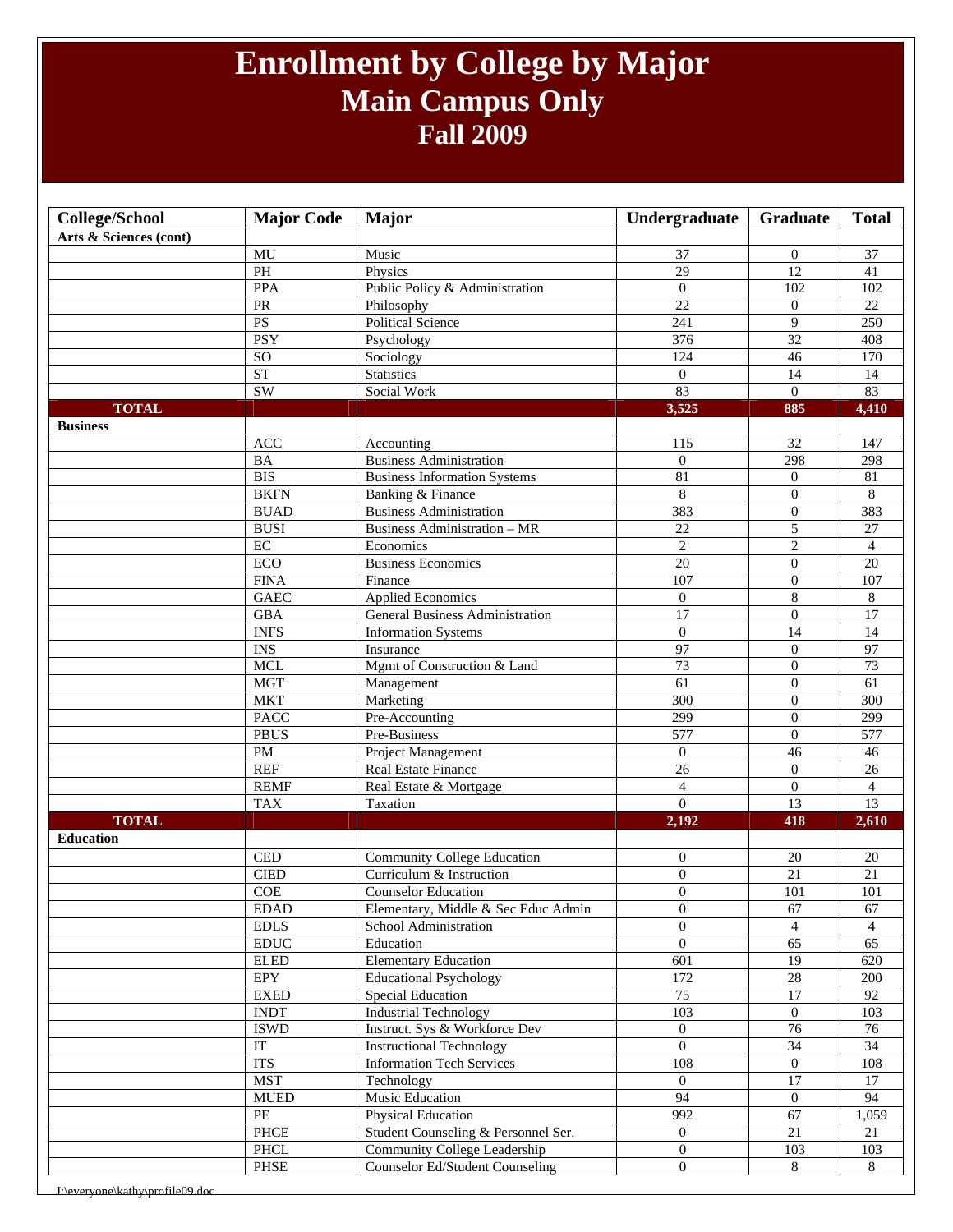# Enrollment by College by Major
## Main Campus Only
### Fall 2009

| College/School | Major Code | Major | Undergraduate | Graduate | Total |
|---|---|---|---|---|---|
| **Arts & Sciences (cont)** | | | | | |
| | MU | Music | 37 | 0 | 37 |
| | PH | Physics | 29 | 12 | 41 |
| | PPA | Public Policy & Administration | 0 | 102 | 102 |
| | PR | Philosophy | 22 | 0 | 22 |
| | PS | Political Science | 241 | 9 | 250 |
| | PSY | Psychology | 376 | 32 | 408 |
| | SO | Sociology | 124 | 46 | 170 |
| | ST | Statistics | 0 | 14 | 14 |
| | SW | Social Work | 83 | 0 | 83 |
| **TOTAL** | | | **3,525** | **885** | **4,410** |
| **Business** | | | | | |
| | ACC | Accounting | 115 | 32 | 147 |
| | BA | Business Administration | 0 | 298 | 298 |
| | BIS | Business Information Systems | 81 | 0 | 81 |
| | BKFN | Banking & Finance | 8 | 0 | 8 |
| | BUAD | Business Administration | 383 | 0 | 383 |
| | BUSI | Business Administration – MR | 22 | 5 | 27 |
| | EC | Economics | 2 | 2 | 4 |
| | ECO | Business Economics | 20 | 0 | 20 |
| | FINA | Finance | 107 | 0 | 107 |
| | GAEC | Applied Economics | 0 | 8 | 8 |
| | GBA | General Business Administration | 17 | 0 | 17 |
| | INFS | Information Systems | 0 | 14 | 14 |
| | INS | Insurance | 97 | 0 | 97 |
| | MCL | Mgmt of Construction & Land | 73 | 0 | 73 |
| | MGT | Management | 61 | 0 | 61 |
| | MKT | Marketing | 300 | 0 | 300 |
| | PACC | Pre-Accounting | 299 | 0 | 299 |
| | PBUS | Pre-Business | 577 | 0 | 577 |
| | PM | Project Management | 0 | 46 | 46 |
| | REF | Real Estate Finance | 26 | 0 | 26 |
| | REMF | Real Estate & Mortgage | 4 | 0 | 4 |
| | TAX | Taxation | 0 | 13 | 13 |
| **TOTAL** | | | **2,192** | **418** | **2,610** |
| **Education** | | | | | |
| | CED | Community College Education | 0 | 20 | 20 |
| | CIED | Curriculum & Instruction | 0 | 21 | 21 |
| | COE | Counselor Education | 0 | 101 | 101 |
| | EDAD | Elementary, Middle & Sec Educ Admin | 0 | 67 | 67 |
| | EDLS | School Administration | 0 | 4 | 4 |
| | EDUC | Education | 0 | 65 | 65 |
| | ELED | Elementary Education | 601 | 19 | 620 |
| | EPY | Educational Psychology | 172 | 28 | 200 |
| | EXED | Special Education | 75 | 17 | 92 |
| | INDT | Industrial Technology | 103 | 0 | 103 |
| | ISWD | Instruct. Sys & Workforce Dev | 0 | 76 | 76 |
| | IT | Instructional Technology | 0 | 34 | 34 |
| | ITS | Information Tech Services | 108 | 0 | 108 |
| | MST | Technology | 0 | 17 | 17 |
| | MUED | Music Education | 94 | 0 | 94 |
| | PE | Physical Education | 992 | 67 | 1,059 |
| | PHCE | Student Counseling & Personnel Ser. | 0 | 21 | 21 |
| | PHCL | Community College Leadership | 0 | 103 | 103 |
| | PHSE | Counselor Ed/Student Counseling | 0 | 8 | 8 |

J:\everyone\kathy\profile09.doc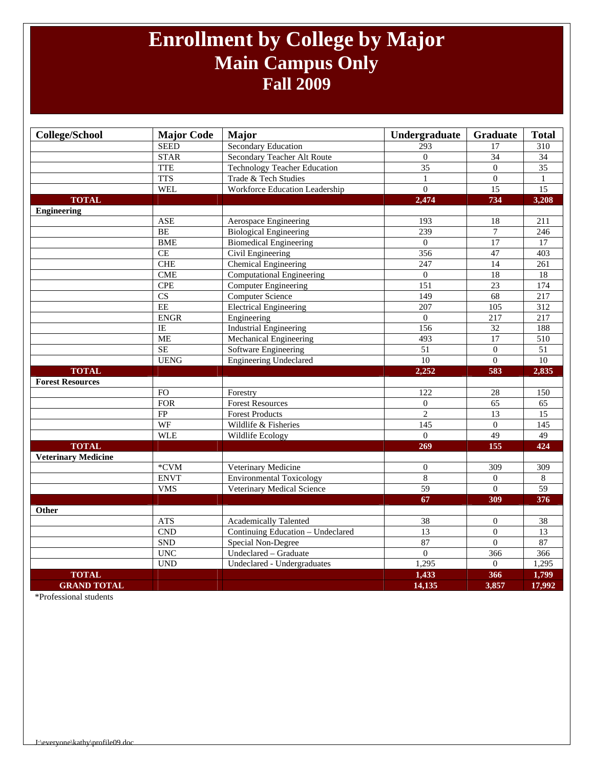# Enrollment by College by Major
## Main Campus Only
## Fall 2009

| College/School | Major Code | Major | Undergraduate | Graduate | Total |
|---|---|---|---|---|---|
| | SEED | Secondary Education | 293 | 17 | 310 |
| | STAR | Secondary Teacher Alt Route | 0 | 34 | 34 |
| | TTE | Technology Teacher Education | 35 | 0 | 35 |
| | TTS | Trade & Tech Studies | 1 | 0 | 1 |
| | WEL | Workforce Education Leadership | 0 | 15 | 15 |
| **TOTAL** | | | **2,474** | **734** | **3,208** |
| **Engineering** | | | | | |
| | ASE | Aerospace Engineering | 193 | 18 | 211 |
| | BE | Biological Engineering | 239 | 7 | 246 |
| | BME | Biomedical Engineering | 0 | 17 | 17 |
| | CE | Civil Engineering | 356 | 47 | 403 |
| | CHE | Chemical Engineering | 247 | 14 | 261 |
| | CME | Computational Engineering | 0 | 18 | 18 |
| | CPE | Computer Engineering | 151 | 23 | 174 |
| | CS | Computer Science | 149 | 68 | 217 |
| | EE | Electrical Engineering | 207 | 105 | 312 |
| | ENGR | Engineering | 0 | 217 | 217 |
| | IE | Industrial Engineering | 156 | 32 | 188 |
| | ME | Mechanical Engineering | 493 | 17 | 510 |
| | SE | Software Engineering | 51 | 0 | 51 |
| | UENG | Engineering Undeclared | 10 | 0 | 10 |
| **TOTAL** | | | **2,252** | **583** | **2,835** |
| **Forest Resources** | | | | | |
| | FO | Forestry | 122 | 28 | 150 |
| | FOR | Forest Resources | 0 | 65 | 65 |
| | FP | Forest Products | 2 | 13 | 15 |
| | WF | Wildlife & Fisheries | 145 | 0 | 145 |
| | WLE | Wildlife Ecology | 0 | 49 | 49 |
| **TOTAL** | | | **269** | **155** | **424** |
| **Veterinary Medicine** | | | | | |
| | *CVM | Veterinary Medicine | 0 | 309 | 309 |
| | ENVT | Environmental Toxicology | 8 | 0 | 8 |
| | VMS | Veterinary Medical Science | 59 | 0 | 59 |
| | | | **67** | **309** | **376** |
| **Other** | | | | | |
| | ATS | Academically Talented | 38 | 0 | 38 |
| | CND | Continuing Education – Undeclared | 13 | 0 | 13 |
| | SND | Special Non-Degree | 87 | 0 | 87 |
| | UNC | Undeclared – Graduate | 0 | 366 | 366 |
| | UND | Undeclared - Undergraduates | 1,295 | 0 | 1,295 |
| **TOTAL** | | | **1,433** | **366** | **1,799** |
| **GRAND TOTAL** | | | **14,135** | **3,857** | **17,992** |

*Professional students

I:\everyone\kathy\profile09.doc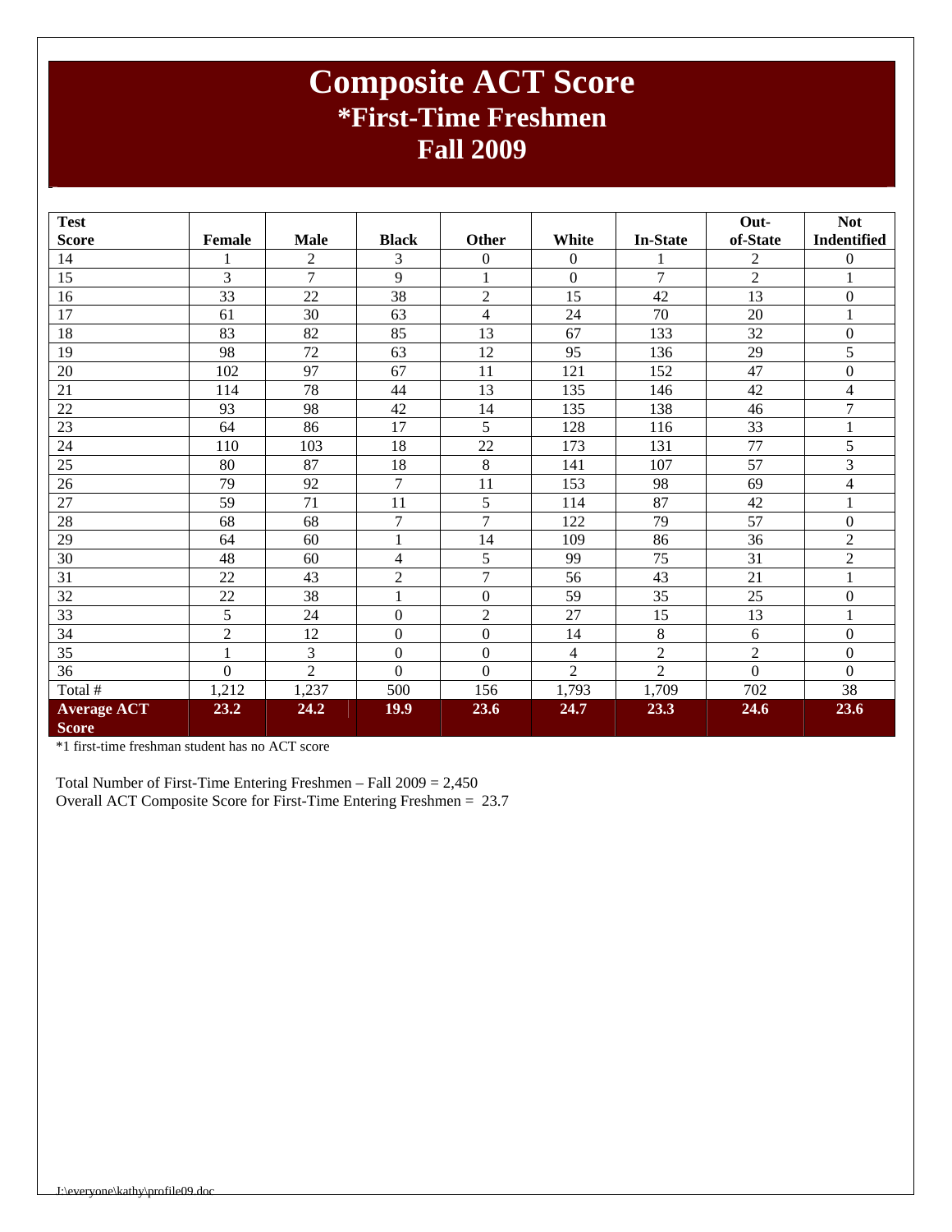# Composite ACT Score
## *First-Time Freshmen
## Fall 2009

| Test Score | Female | Male | Black | Other | White | In-State | Out-of-State | Not Indentified |
|---|---|---|---|---|---|---|---|---|
| 14 | 1 | 2 | 3 | 0 | 0 | 1 | 2 | 0 |
| 15 | 3 | 7 | 9 | 1 | 0 | 7 | 2 | 1 |
| 16 | 33 | 22 | 38 | 2 | 15 | 42 | 13 | 0 |
| 17 | 61 | 30 | 63 | 4 | 24 | 70 | 20 | 1 |
| 18 | 83 | 82 | 85 | 13 | 67 | 133 | 32 | 0 |
| 19 | 98 | 72 | 63 | 12 | 95 | 136 | 29 | 5 |
| 20 | 102 | 97 | 67 | 11 | 121 | 152 | 47 | 0 |
| 21 | 114 | 78 | 44 | 13 | 135 | 146 | 42 | 4 |
| 22 | 93 | 98 | 42 | 14 | 135 | 138 | 46 | 7 |
| 23 | 64 | 86 | 17 | 5 | 128 | 116 | 33 | 1 |
| 24 | 110 | 103 | 18 | 22 | 173 | 131 | 77 | 5 |
| 25 | 80 | 87 | 18 | 8 | 141 | 107 | 57 | 3 |
| 26 | 79 | 92 | 7 | 11 | 153 | 98 | 69 | 4 |
| 27 | 59 | 71 | 11 | 5 | 114 | 87 | 42 | 1 |
| 28 | 68 | 68 | 7 | 7 | 122 | 79 | 57 | 0 |
| 29 | 64 | 60 | 1 | 14 | 109 | 86 | 36 | 2 |
| 30 | 48 | 60 | 4 | 5 | 99 | 75 | 31 | 2 |
| 31 | 22 | 43 | 2 | 7 | 56 | 43 | 21 | 1 |
| 32 | 22 | 38 | 1 | 0 | 59 | 35 | 25 | 0 |
| 33 | 5 | 24 | 0 | 2 | 27 | 15 | 13 | 1 |
| 34 | 2 | 12 | 0 | 0 | 14 | 8 | 6 | 0 |
| 35 | 1 | 3 | 0 | 0 | 4 | 2 | 2 | 0 |
| 36 | 0 | 2 | 0 | 0 | 2 | 2 | 0 | 0 |
| Total # | 1,212 | 1,237 | 500 | 156 | 1,793 | 1,709 | 702 | 38 |
| **Average ACT Score** | **23.2** | **24.2** | **19.9** | **23.6** | **24.7** | **23.3** | **24.6** | **23.6** |

*1 first-time freshman student has no ACT score

Total Number of First-Time Entering Freshmen – Fall 2009 = 2,450
Overall ACT Composite Score for First-Time Entering Freshmen = 23.7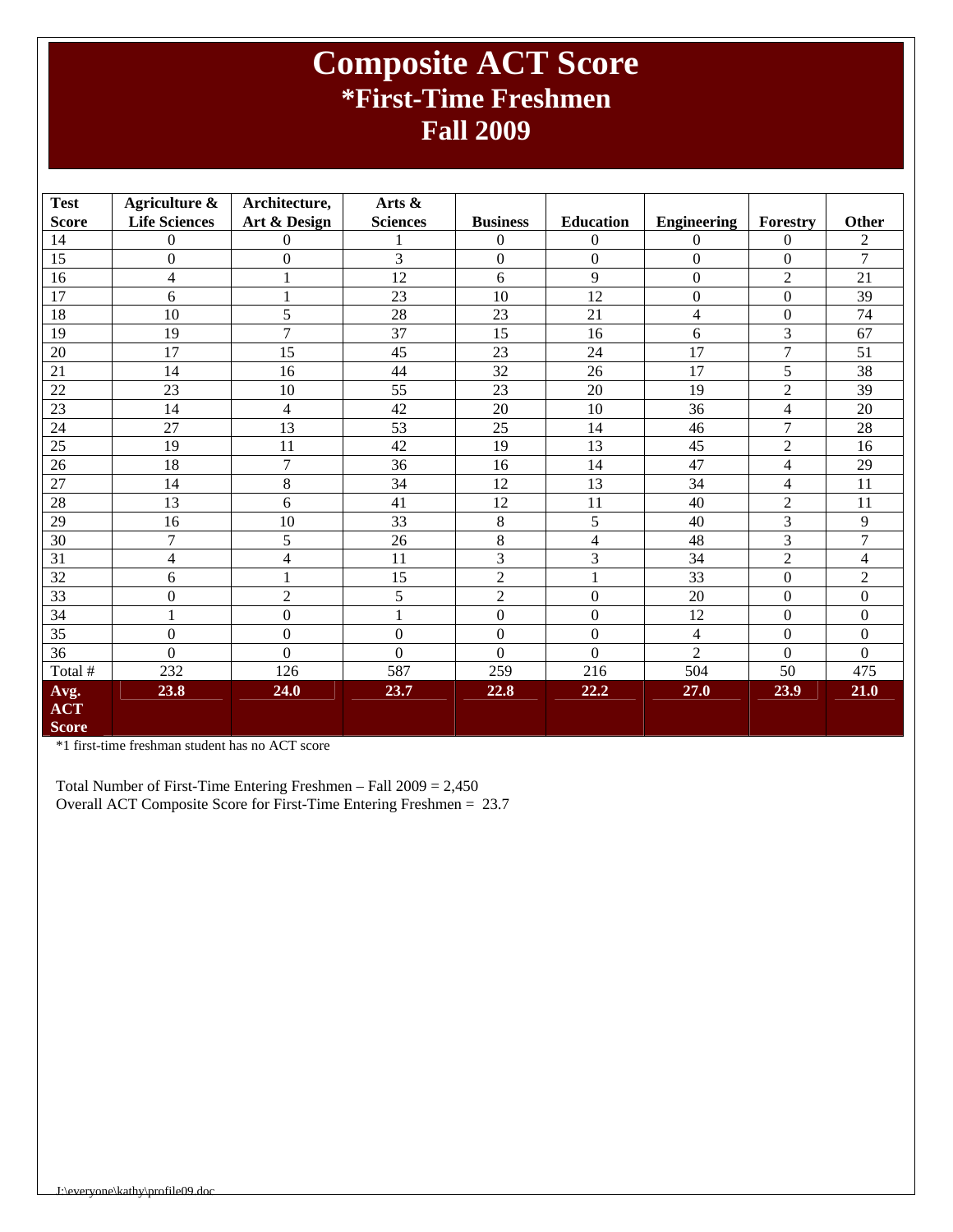# Composite ACT Score
## *First-Time Freshmen
## Fall 2009

| Test Score | Agriculture & Life Sciences | Architecture, Art & Design | Arts & Sciences | Business | Education | Engineering | Forestry | Other |
|---|---|---|---|---|---|---|---|---|
| 14 | 0 | 0 | 1 | 0 | 0 | 0 | 0 | 2 |
| 15 | 0 | 0 | 3 | 0 | 0 | 0 | 0 | 7 |
| 16 | 4 | 1 | 12 | 6 | 9 | 0 | 2 | 21 |
| 17 | 6 | 1 | 23 | 10 | 12 | 0 | 0 | 39 |
| 18 | 10 | 5 | 28 | 23 | 21 | 4 | 0 | 74 |
| 19 | 19 | 7 | 37 | 15 | 16 | 6 | 3 | 67 |
| 20 | 17 | 15 | 45 | 23 | 24 | 17 | 7 | 51 |
| 21 | 14 | 16 | 44 | 32 | 26 | 17 | 5 | 38 |
| 22 | 23 | 10 | 55 | 23 | 20 | 19 | 2 | 39 |
| 23 | 14 | 4 | 42 | 20 | 10 | 36 | 4 | 20 |
| 24 | 27 | 13 | 53 | 25 | 14 | 46 | 7 | 28 |
| 25 | 19 | 11 | 42 | 19 | 13 | 45 | 2 | 16 |
| 26 | 18 | 7 | 36 | 16 | 14 | 47 | 4 | 29 |
| 27 | 14 | 8 | 34 | 12 | 13 | 34 | 4 | 11 |
| 28 | 13 | 6 | 41 | 12 | 11 | 40 | 2 | 11 |
| 29 | 16 | 10 | 33 | 8 | 5 | 40 | 3 | 9 |
| 30 | 7 | 5 | 26 | 8 | 4 | 48 | 3 | 7 |
| 31 | 4 | 4 | 11 | 3 | 3 | 34 | 2 | 4 |
| 32 | 6 | 1 | 15 | 2 | 1 | 33 | 0 | 2 |
| 33 | 0 | 2 | 5 | 2 | 0 | 20 | 0 | 0 |
| 34 | 1 | 0 | 1 | 0 | 0 | 12 | 0 | 0 |
| 35 | 0 | 0 | 0 | 0 | 0 | 4 | 0 | 0 |
| 36 | 0 | 0 | 0 | 0 | 0 | 2 | 0 | 0 |
| Total # | 232 | 126 | 587 | 259 | 216 | 504 | 50 | 475 |
| **Avg. ACT Score** | **23.8** | **24.0** | **23.7** | **22.8** | **22.2** | **27.0** | **23.9** | **21.0** |

*1 first-time freshman student has no ACT score

Total Number of First-Time Entering Freshmen – Fall 2009 = 2,450
Overall ACT Composite Score for First-Time Entering Freshmen = 23.7

J:\everyone\kathy\profile09.doc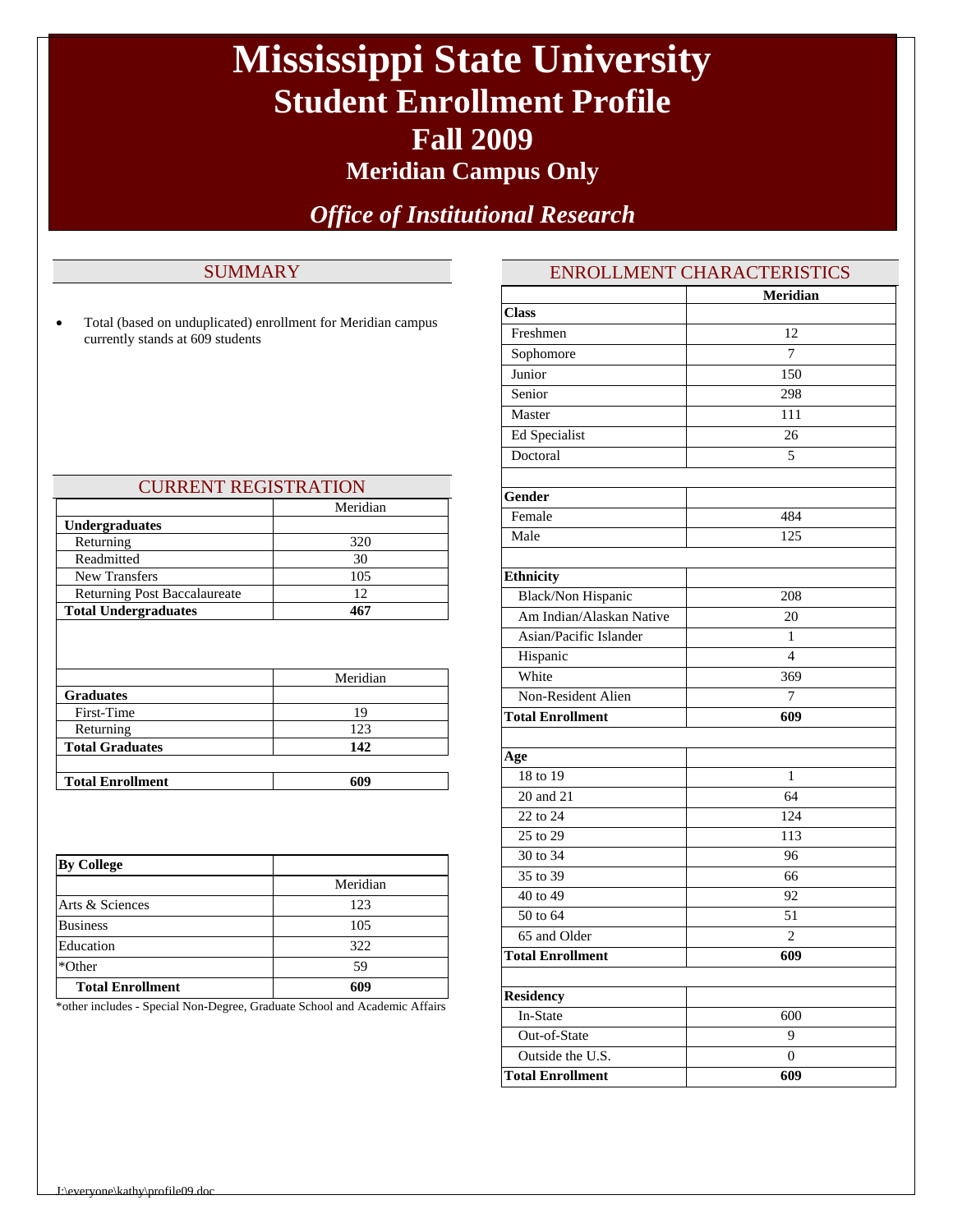# Mississippi State University

## Student Enrollment Profile

## Fall 2009

### Meridian Campus Only

### *Office of Institutional Research*

## SUMMARY

- Total (based on unduplicated) enrollment for Meridian campus currently stands at 609 students

## CURRENT REGISTRATION

| | Meridian |
|---|---|
| **Undergraduates** | |
| Returning | 320 |
| Readmitted | 30 |
| New Transfers | 105 |
| Returning Post Baccalaureate | 12 |
| **Total Undergraduates** | **467** |

| | Meridian |
|---|---|
| **Graduates** | |
| First-Time | 19 |
| Returning | 123 |
| **Total Graduates** | **142** |
| | |
| **Total Enrollment** | **609** |

| **By College** | |
|---|---|
| | Meridian |
| Arts & Sciences | 123 |
| Business | 105 |
| Education | 322 |
| *Other | 59 |
| **Total Enrollment** | **609** |

*other includes - Special Non-Degree, Graduate School and Academic Affairs

## ENROLLMENT CHARACTERISTICS

| | Meridian |
|---|---|
| **Class** | |
| Freshmen | 12 |
| Sophomore | 7 |
| Junior | 150 |
| Senior | 298 |
| Master | 111 |
| Ed Specialist | 26 |
| Doctoral | 5 |
| | |
| **Gender** | |
| Female | 484 |
| Male | 125 |
| | |
| **Ethnicity** | |
| Black/Non Hispanic | 208 |
| Am Indian/Alaskan Native | 20 |
| Asian/Pacific Islander | 1 |
| Hispanic | 4 |
| White | 369 |
| Non-Resident Alien | 7 |
| **Total Enrollment** | **609** |
| | |
| **Age** | |
| 18 to 19 | 1 |
| 20 and 21 | 64 |
| 22 to 24 | 124 |
| 25 to 29 | 113 |
| 30 to 34 | 96 |
| 35 to 39 | 66 |
| 40 to 49 | 92 |
| 50 to 64 | 51 |
| 65 and Older | 2 |
| **Total Enrollment** | **609** |
| | |
| **Residency** | |
| In-State | 600 |
| Out-of-State | 9 |
| Outside the U.S. | 0 |
| **Total Enrollment** | **609** |

I:\everyone\kathy\profile09.doc